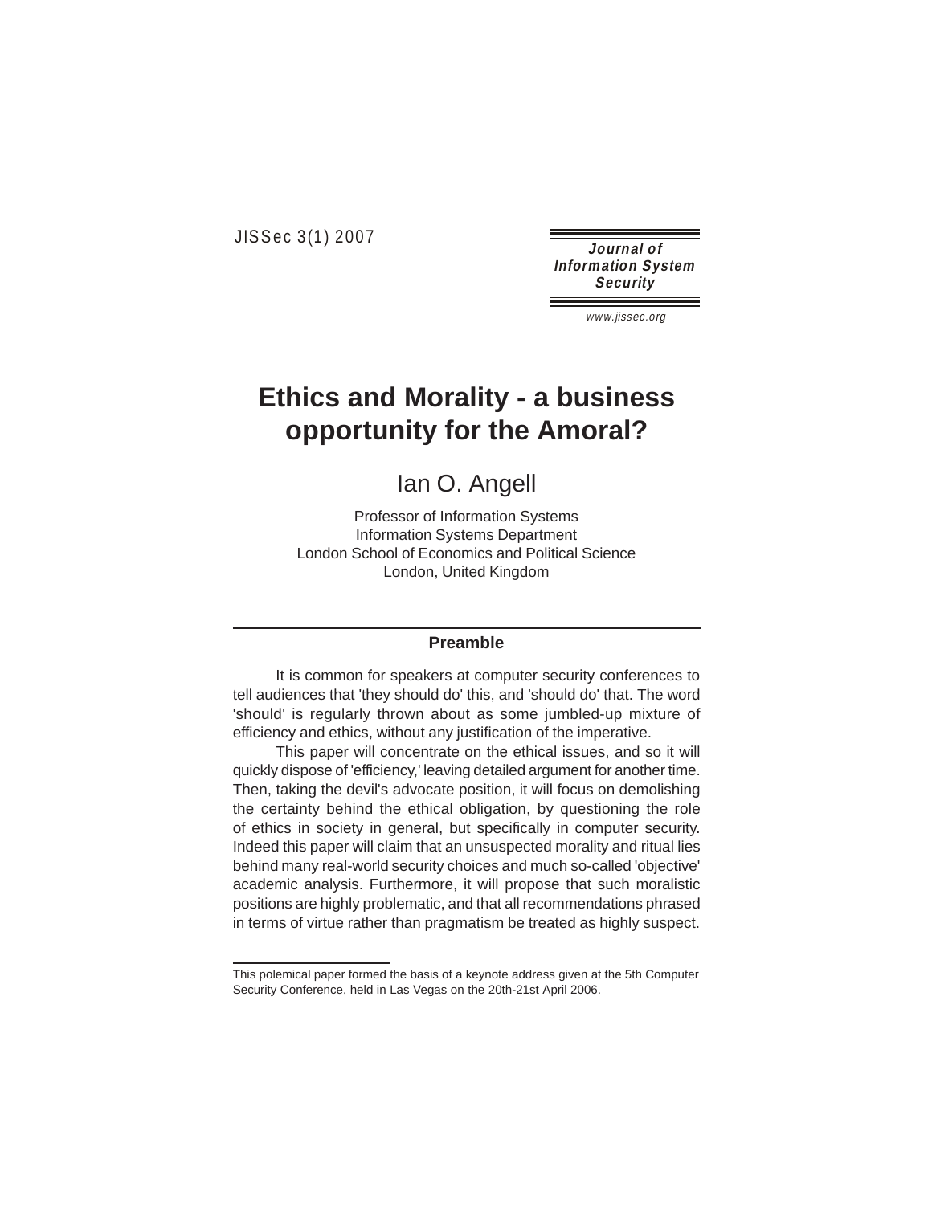# Ethics and Morality - a business opportunity for the Amoral?

Ian O. Angell

Professor of Information Systems
Information Systems Department
London School of Economics and Political Science
London, United Kingdom

## Preamble

It is common for speakers at computer security conferences to tell audiences that 'they should do' this, and 'should do' that. The word 'should' is regularly thrown about as some jumbled-up mixture of efficiency and ethics, without any justification of the imperative.

This paper will concentrate on the ethical issues, and so it will quickly dispose of 'efficiency,' leaving detailed argument for another time. Then, taking the devil's advocate position, it will focus on demolishing the certainty behind the ethical obligation, by questioning the role of ethics in society in general, but specifically in computer security. Indeed this paper will claim that an unsuspected morality and ritual lies behind many real-world security choices and much so-called 'objective' academic analysis. Furthermore, it will propose that such moralistic positions are highly problematic, and that all recommendations phrased in terms of virtue rather than pragmatism be treated as highly suspect.

---

This polemical paper formed the basis of a keynote address given at the 5th Computer Security Conference, held in Las Vegas on the 20th-21st April 2006.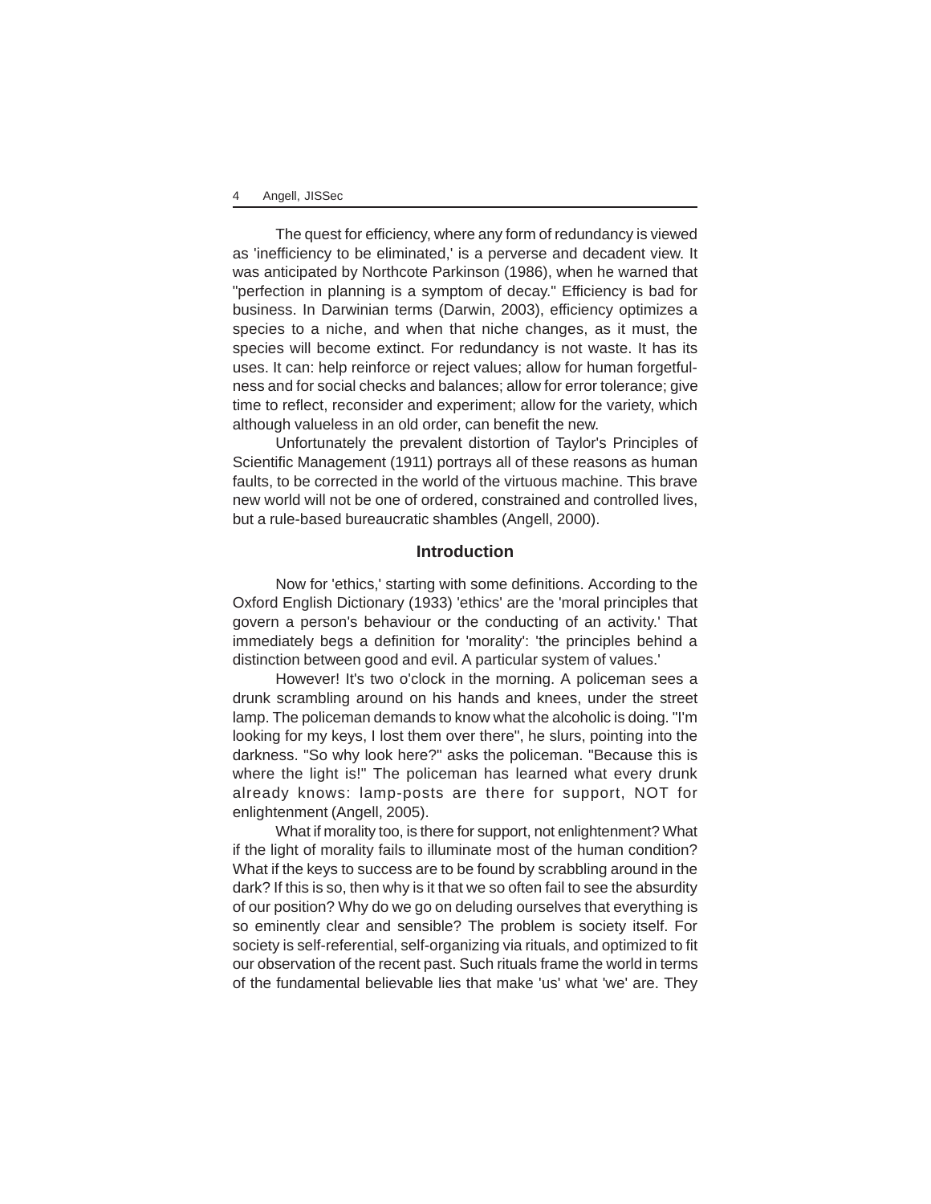The quest for efficiency, where any form of redundancy is viewed as 'inefficiency to be eliminated,' is a perverse and decadent view. It was anticipated by Northcote Parkinson (1986), when he warned that "perfection in planning is a symptom of decay." Efficiency is bad for business. In Darwinian terms (Darwin, 2003), efficiency optimizes a species to a niche, and when that niche changes, as it must, the species will become extinct. For redundancy is not waste. It has its uses. It can: help reinforce or reject values; allow for human forgetfulness and for social checks and balances; allow for error tolerance; give time to reflect, reconsider and experiment; allow for the variety, which although valueless in an old order, can benefit the new.

Unfortunately the prevalent distortion of Taylor's Principles of Scientific Management (1911) portrays all of these reasons as human faults, to be corrected in the world of the virtuous machine. This brave new world will not be one of ordered, constrained and controlled lives, but a rule-based bureaucratic shambles (Angell, 2000).

## Introduction

Now for 'ethics,' starting with some definitions. According to the Oxford English Dictionary (1933) 'ethics' are the 'moral principles that govern a person's behaviour or the conducting of an activity.' That immediately begs a definition for 'morality': 'the principles behind a distinction between good and evil. A particular system of values.'

However! It's two o'clock in the morning. A policeman sees a drunk scrambling around on his hands and knees, under the street lamp. The policeman demands to know what the alcoholic is doing. "I'm looking for my keys, I lost them over there", he slurs, pointing into the darkness. "So why look here?" asks the policeman. "Because this is where the light is!" The policeman has learned what every drunk already knows: lamp-posts are there for support, NOT for enlightenment (Angell, 2005).

What if morality too, is there for support, not enlightenment? What if the light of morality fails to illuminate most of the human condition? What if the keys to success are to be found by scrabbling around in the dark? If this is so, then why is it that we so often fail to see the absurdity of our position? Why do we go on deluding ourselves that everything is so eminently clear and sensible? The problem is society itself. For society is self-referential, self-organizing via rituals, and optimized to fit our observation of the recent past. Such rituals frame the world in terms of the fundamental believable lies that make 'us' what 'we' are. They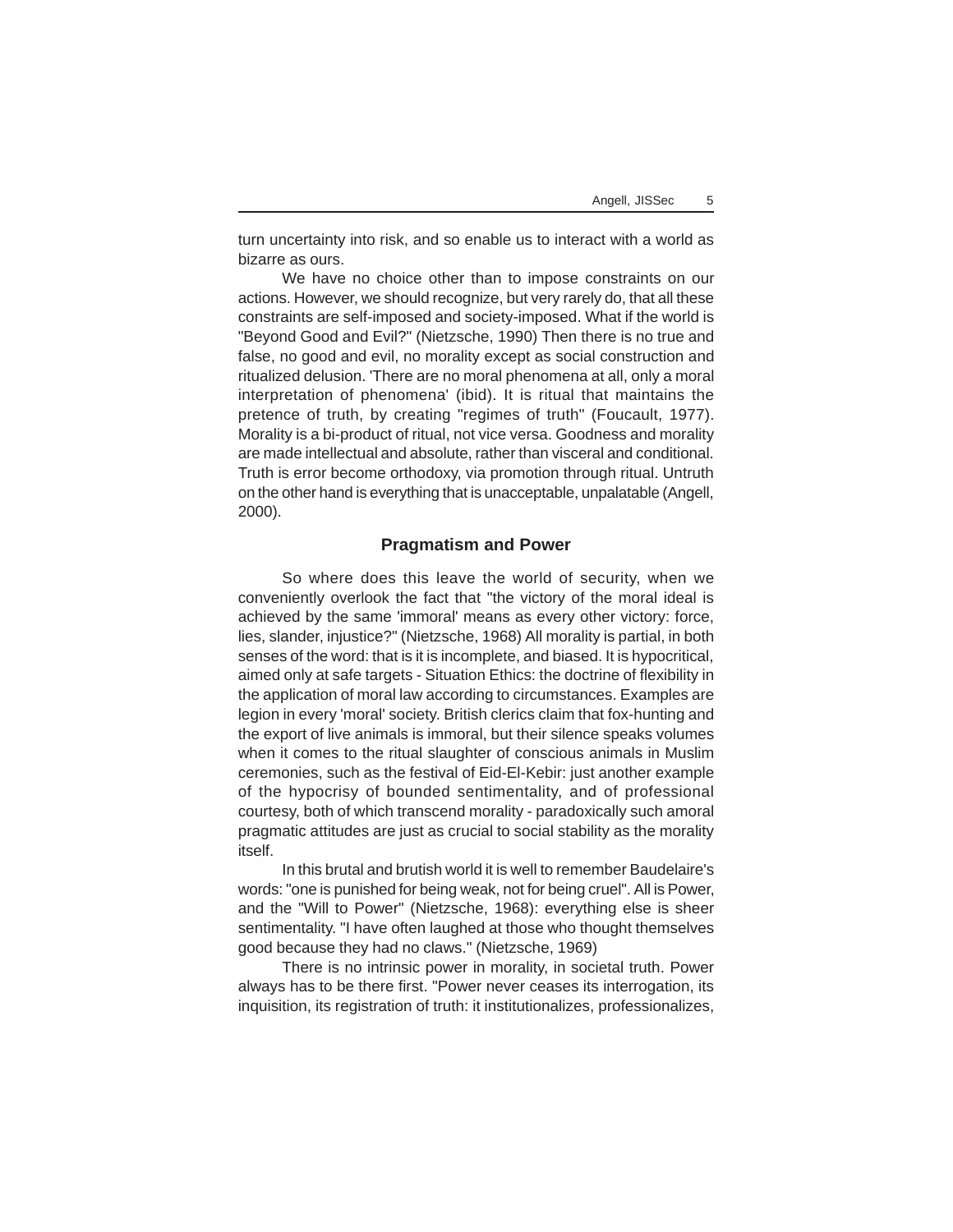turn uncertainty into risk, and so enable us to interact with a world as bizarre as ours.

We have no choice other than to impose constraints on our actions. However, we should recognize, but very rarely do, that all these constraints are self-imposed and society-imposed. What if the world is "Beyond Good and Evil?" (Nietzsche, 1990) Then there is no true and false, no good and evil, no morality except as social construction and ritualized delusion. 'There are no moral phenomena at all, only a moral interpretation of phenomena' (ibid). It is ritual that maintains the pretence of truth, by creating "regimes of truth" (Foucault, 1977). Morality is a bi-product of ritual, not vice versa. Goodness and morality are made intellectual and absolute, rather than visceral and conditional. Truth is error become orthodoxy, via promotion through ritual. Untruth on the other hand is everything that is unacceptable, unpalatable (Angell, 2000).

## Pragmatism and Power

So where does this leave the world of security, when we conveniently overlook the fact that "the victory of the moral ideal is achieved by the same 'immoral' means as every other victory: force, lies, slander, injustice?" (Nietzsche, 1968) All morality is partial, in both senses of the word: that is it is incomplete, and biased. It is hypocritical, aimed only at safe targets - Situation Ethics: the doctrine of flexibility in the application of moral law according to circumstances. Examples are legion in every 'moral' society. British clerics claim that fox-hunting and the export of live animals is immoral, but their silence speaks volumes when it comes to the ritual slaughter of conscious animals in Muslim ceremonies, such as the festival of Eid-El-Kebir: just another example of the hypocrisy of bounded sentimentality, and of professional courtesy, both of which transcend morality - paradoxically such amoral pragmatic attitudes are just as crucial to social stability as the morality itself.

In this brutal and brutish world it is well to remember Baudelaire's words: "one is punished for being weak, not for being cruel". All is Power, and the "Will to Power" (Nietzsche, 1968): everything else is sheer sentimentality. "I have often laughed at those who thought themselves good because they had no claws." (Nietzsche, 1969)

There is no intrinsic power in morality, in societal truth. Power always has to be there first. "Power never ceases its interrogation, its inquisition, its registration of truth: it institutionalizes, professionalizes,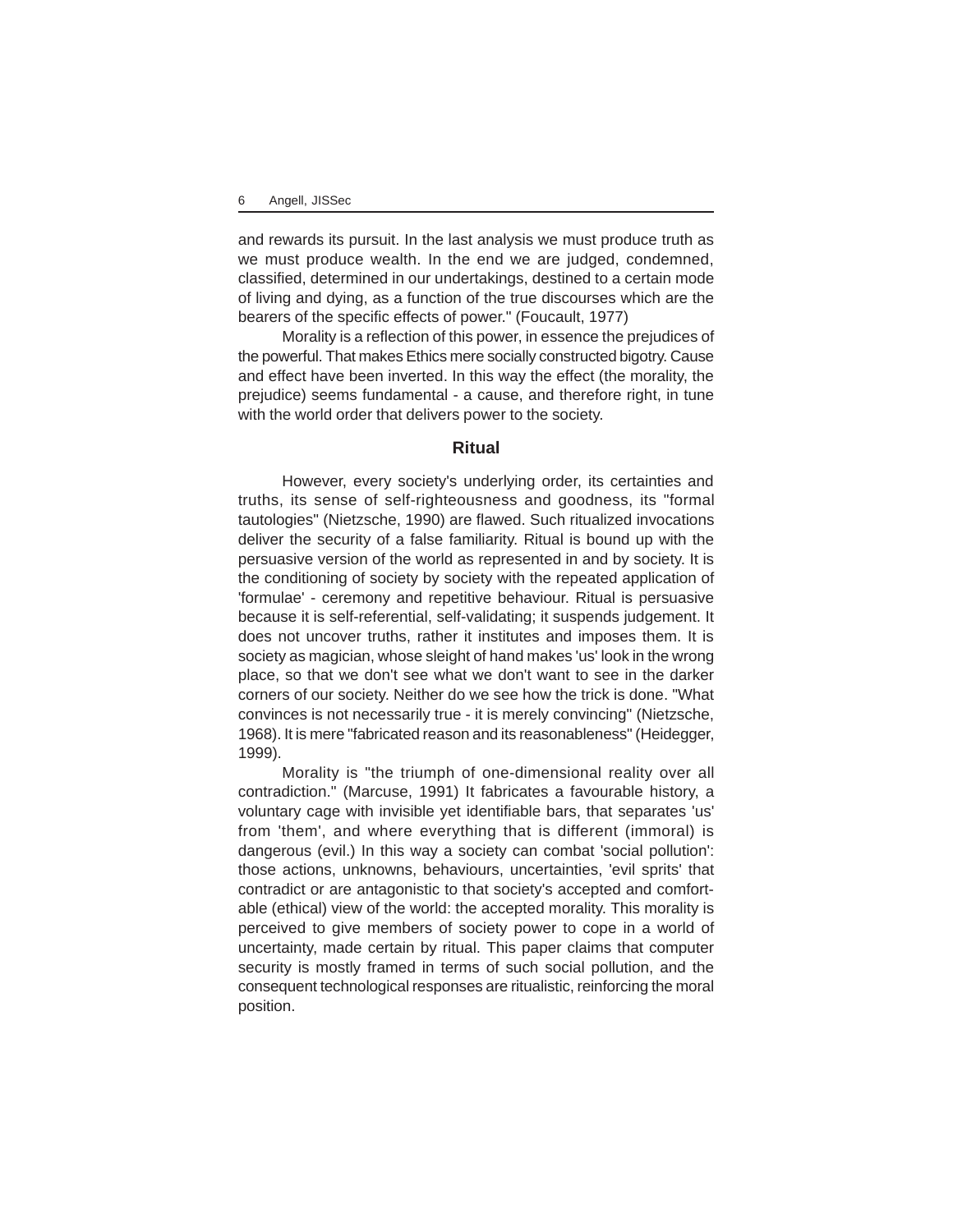and rewards its pursuit. In the last analysis we must produce truth as we must produce wealth. In the end we are judged, condemned, classified, determined in our undertakings, destined to a certain mode of living and dying, as a function of the true discourses which are the bearers of the specific effects of power." (Foucault, 1977)

Morality is a reflection of this power, in essence the prejudices of the powerful. That makes Ethics mere socially constructed bigotry. Cause and effect have been inverted. In this way the effect (the morality, the prejudice) seems fundamental - a cause, and therefore right, in tune with the world order that delivers power to the society.

## Ritual

However, every society's underlying order, its certainties and truths, its sense of self-righteousness and goodness, its "formal tautologies" (Nietzsche, 1990) are flawed. Such ritualized invocations deliver the security of a false familiarity. Ritual is bound up with the persuasive version of the world as represented in and by society. It is the conditioning of society by society with the repeated application of 'formulae' - ceremony and repetitive behaviour. Ritual is persuasive because it is self-referential, self-validating; it suspends judgement. It does not uncover truths, rather it institutes and imposes them. It is society as magician, whose sleight of hand makes 'us' look in the wrong place, so that we don't see what we don't want to see in the darker corners of our society. Neither do we see how the trick is done. "What convinces is not necessarily true - it is merely convincing" (Nietzsche, 1968). It is mere "fabricated reason and its reasonableness" (Heidegger, 1999).

Morality is "the triumph of one-dimensional reality over all contradiction." (Marcuse, 1991) It fabricates a favourable history, a voluntary cage with invisible yet identifiable bars, that separates 'us' from 'them', and where everything that is different (immoral) is dangerous (evil.) In this way a society can combat 'social pollution': those actions, unknowns, behaviours, uncertainties, 'evil sprits' that contradict or are antagonistic to that society's accepted and comfortable (ethical) view of the world: the accepted morality. This morality is perceived to give members of society power to cope in a world of uncertainty, made certain by ritual. This paper claims that computer security is mostly framed in terms of such social pollution, and the consequent technological responses are ritualistic, reinforcing the moral position.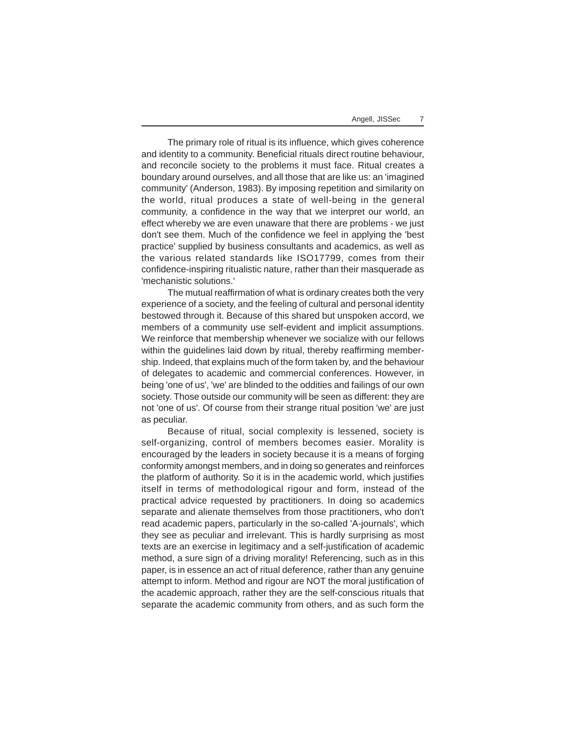The primary role of ritual is its influence, which gives coherence and identity to a community. Beneficial rituals direct routine behaviour, and reconcile society to the problems it must face. Ritual creates a boundary around ourselves, and all those that are like us: an 'imagined community' (Anderson, 1983). By imposing repetition and similarity on the world, ritual produces a state of well-being in the general community, a confidence in the way that we interpret our world, an effect whereby we are even unaware that there are problems - we just don't see them. Much of the confidence we feel in applying the 'best practice' supplied by business consultants and academics, as well as the various related standards like ISO17799, comes from their confidence-inspiring ritualistic nature, rather than their masquerade as 'mechanistic solutions.'

The mutual reaffirmation of what is ordinary creates both the very experience of a society, and the feeling of cultural and personal identity bestowed through it. Because of this shared but unspoken accord, we members of a community use self-evident and implicit assumptions. We reinforce that membership whenever we socialize with our fellows within the guidelines laid down by ritual, thereby reaffirming membership. Indeed, that explains much of the form taken by, and the behaviour of delegates to academic and commercial conferences. However, in being 'one of us', 'we' are blinded to the oddities and failings of our own society. Those outside our community will be seen as different: they are not 'one of us'. Of course from their strange ritual position 'we' are just as peculiar.

Because of ritual, social complexity is lessened, society is self-organizing, control of members becomes easier. Morality is encouraged by the leaders in society because it is a means of forging conformity amongst members, and in doing so generates and reinforces the platform of authority. So it is in the academic world, which justifies itself in terms of methodological rigour and form, instead of the practical advice requested by practitioners. In doing so academics separate and alienate themselves from those practitioners, who don't read academic papers, particularly in the so-called 'A-journals', which they see as peculiar and irrelevant. This is hardly surprising as most texts are an exercise in legitimacy and a self-justification of academic method, a sure sign of a driving morality! Referencing, such as in this paper, is in essence an act of ritual deference, rather than any genuine attempt to inform. Method and rigour are NOT the moral justification of the academic approach, rather they are the self-conscious rituals that separate the academic community from others, and as such form the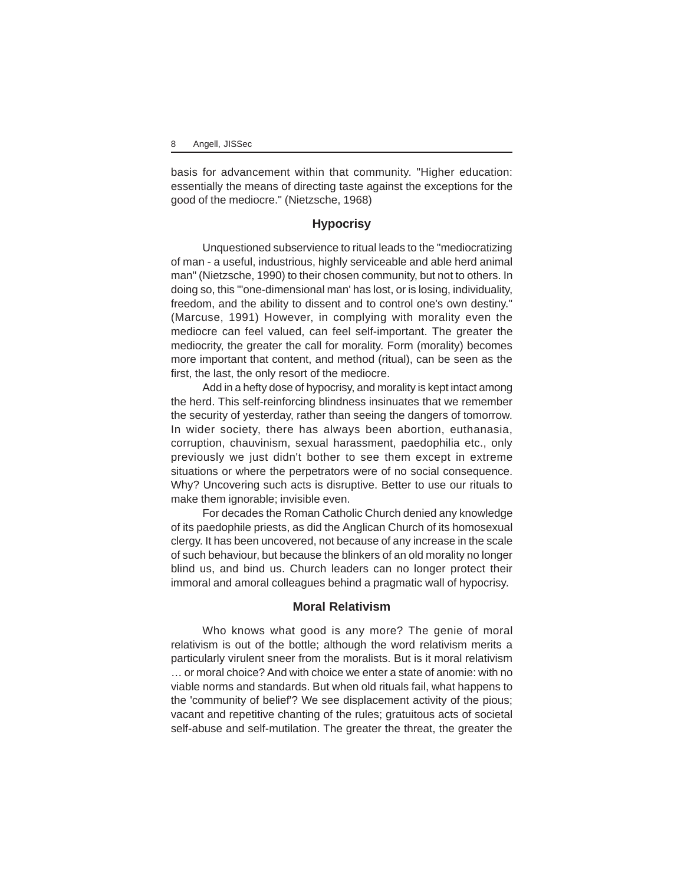basis for advancement within that community. "Higher education: essentially the means of directing taste against the exceptions for the good of the mediocre." (Nietzsche, 1968)

## Hypocrisy

Unquestioned subservience to ritual leads to the "mediocratizing of man - a useful, industrious, highly serviceable and able herd animal man" (Nietzsche, 1990) to their chosen community, but not to others. In doing so, this "'one-dimensional man' has lost, or is losing, individuality, freedom, and the ability to dissent and to control one's own destiny." (Marcuse, 1991) However, in complying with morality even the mediocre can feel valued, can feel self-important. The greater the mediocrity, the greater the call for morality. Form (morality) becomes more important that content, and method (ritual), can be seen as the first, the last, the only resort of the mediocre.

Add in a hefty dose of hypocrisy, and morality is kept intact among the herd. This self-reinforcing blindness insinuates that we remember the security of yesterday, rather than seeing the dangers of tomorrow. In wider society, there has always been abortion, euthanasia, corruption, chauvinism, sexual harassment, paedophilia etc., only previously we just didn't bother to see them except in extreme situations or where the perpetrators were of no social consequence. Why? Uncovering such acts is disruptive. Better to use our rituals to make them ignorable; invisible even.

For decades the Roman Catholic Church denied any knowledge of its paedophile priests, as did the Anglican Church of its homosexual clergy. It has been uncovered, not because of any increase in the scale of such behaviour, but because the blinkers of an old morality no longer blind us, and bind us. Church leaders can no longer protect their immoral and amoral colleagues behind a pragmatic wall of hypocrisy.

## Moral Relativism

Who knows what good is any more? The genie of moral relativism is out of the bottle; although the word relativism merits a particularly virulent sneer from the moralists. But is it moral relativism … or moral choice? And with choice we enter a state of anomie: with no viable norms and standards. But when old rituals fail, what happens to the 'community of belief'? We see displacement activity of the pious; vacant and repetitive chanting of the rules; gratuitous acts of societal self-abuse and self-mutilation. The greater the threat, the greater the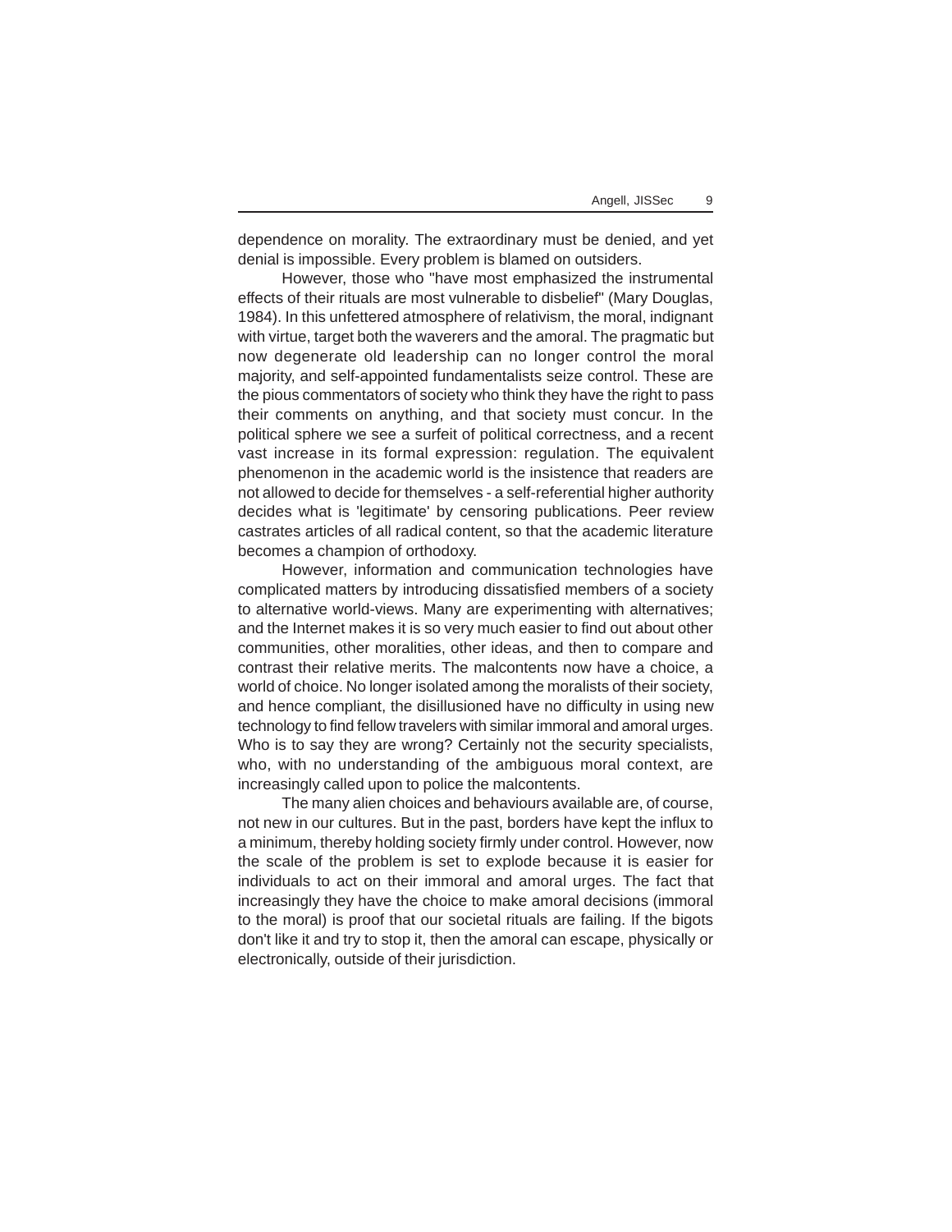dependence on morality. The extraordinary must be denied, and yet denial is impossible. Every problem is blamed on outsiders.

However, those who "have most emphasized the instrumental effects of their rituals are most vulnerable to disbelief" (Mary Douglas, 1984). In this unfettered atmosphere of relativism, the moral, indignant with virtue, target both the waverers and the amoral. The pragmatic but now degenerate old leadership can no longer control the moral majority, and self-appointed fundamentalists seize control. These are the pious commentators of society who think they have the right to pass their comments on anything, and that society must concur. In the political sphere we see a surfeit of political correctness, and a recent vast increase in its formal expression: regulation. The equivalent phenomenon in the academic world is the insistence that readers are not allowed to decide for themselves - a self-referential higher authority decides what is 'legitimate' by censoring publications. Peer review castrates articles of all radical content, so that the academic literature becomes a champion of orthodoxy.

However, information and communication technologies have complicated matters by introducing dissatisfied members of a society to alternative world-views. Many are experimenting with alternatives; and the Internet makes it is so very much easier to find out about other communities, other moralities, other ideas, and then to compare and contrast their relative merits. The malcontents now have a choice, a world of choice. No longer isolated among the moralists of their society, and hence compliant, the disillusioned have no difficulty in using new technology to find fellow travelers with similar immoral and amoral urges. Who is to say they are wrong? Certainly not the security specialists, who, with no understanding of the ambiguous moral context, are increasingly called upon to police the malcontents.

The many alien choices and behaviours available are, of course, not new in our cultures. But in the past, borders have kept the influx to a minimum, thereby holding society firmly under control. However, now the scale of the problem is set to explode because it is easier for individuals to act on their immoral and amoral urges. The fact that increasingly they have the choice to make amoral decisions (immoral to the moral) is proof that our societal rituals are failing. If the bigots don't like it and try to stop it, then the amoral can escape, physically or electronically, outside of their jurisdiction.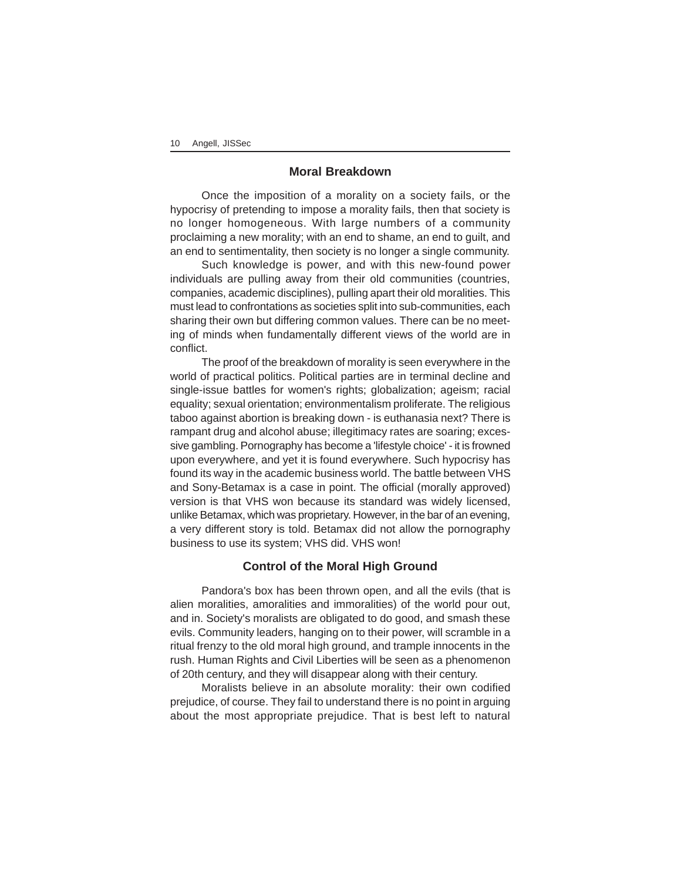## Moral Breakdown

Once the imposition of a morality on a society fails, or the hypocrisy of pretending to impose a morality fails, then that society is no longer homogeneous. With large numbers of a community proclaiming a new morality; with an end to shame, an end to guilt, and an end to sentimentality, then society is no longer a single community.

Such knowledge is power, and with this new-found power individuals are pulling away from their old communities (countries, companies, academic disciplines), pulling apart their old moralities. This must lead to confrontations as societies split into sub-communities, each sharing their own but differing common values. There can be no meeting of minds when fundamentally different views of the world are in conflict.

The proof of the breakdown of morality is seen everywhere in the world of practical politics. Political parties are in terminal decline and single-issue battles for women's rights; globalization; ageism; racial equality; sexual orientation; environmentalism proliferate. The religious taboo against abortion is breaking down - is euthanasia next? There is rampant drug and alcohol abuse; illegitimacy rates are soaring; excessive gambling. Pornography has become a 'lifestyle choice' - it is frowned upon everywhere, and yet it is found everywhere. Such hypocrisy has found its way in the academic business world. The battle between VHS and Sony-Betamax is a case in point. The official (morally approved) version is that VHS won because its standard was widely licensed, unlike Betamax, which was proprietary. However, in the bar of an evening, a very different story is told. Betamax did not allow the pornography business to use its system; VHS did. VHS won!

## Control of the Moral High Ground

Pandora's box has been thrown open, and all the evils (that is alien moralities, amoralities and immoralities) of the world pour out, and in. Society's moralists are obligated to do good, and smash these evils. Community leaders, hanging on to their power, will scramble in a ritual frenzy to the old moral high ground, and trample innocents in the rush. Human Rights and Civil Liberties will be seen as a phenomenon of 20th century, and they will disappear along with their century.

Moralists believe in an absolute morality: their own codified prejudice, of course. They fail to understand there is no point in arguing about the most appropriate prejudice. That is best left to natural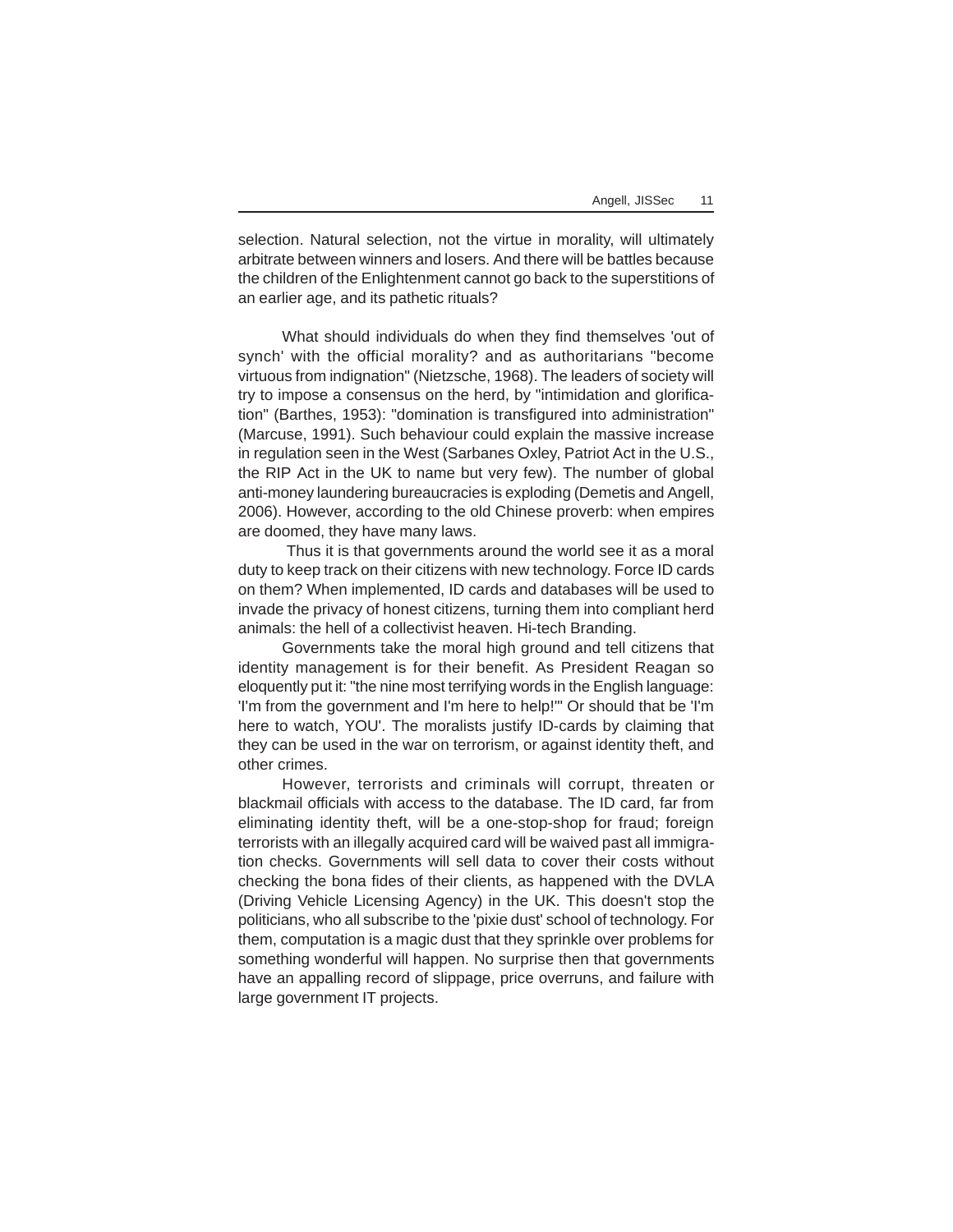selection. Natural selection, not the virtue in morality, will ultimately arbitrate between winners and losers. And there will be battles because the children of the Enlightenment cannot go back to the superstitions of an earlier age, and its pathetic rituals?

What should individuals do when they find themselves 'out of synch' with the official morality? and as authoritarians "become virtuous from indignation" (Nietzsche, 1968). The leaders of society will try to impose a consensus on the herd, by "intimidation and glorification" (Barthes, 1953): "domination is transfigured into administration" (Marcuse, 1991). Such behaviour could explain the massive increase in regulation seen in the West (Sarbanes Oxley, Patriot Act in the U.S., the RIP Act in the UK to name but very few). The number of global anti-money laundering bureaucracies is exploding (Demetis and Angell, 2006). However, according to the old Chinese proverb: when empires are doomed, they have many laws.

Thus it is that governments around the world see it as a moral duty to keep track on their citizens with new technology. Force ID cards on them? When implemented, ID cards and databases will be used to invade the privacy of honest citizens, turning them into compliant herd animals: the hell of a collectivist heaven. Hi-tech Branding.

Governments take the moral high ground and tell citizens that identity management is for their benefit. As President Reagan so eloquently put it: "the nine most terrifying words in the English language: 'I'm from the government and I'm here to help!'" Or should that be 'I'm here to watch, YOU'. The moralists justify ID-cards by claiming that they can be used in the war on terrorism, or against identity theft, and other crimes.

However, terrorists and criminals will corrupt, threaten or blackmail officials with access to the database. The ID card, far from eliminating identity theft, will be a one-stop-shop for fraud; foreign terrorists with an illegally acquired card will be waived past all immigration checks. Governments will sell data to cover their costs without checking the bona fides of their clients, as happened with the DVLA (Driving Vehicle Licensing Agency) in the UK. This doesn't stop the politicians, who all subscribe to the 'pixie dust' school of technology. For them, computation is a magic dust that they sprinkle over problems for something wonderful will happen. No surprise then that governments have an appalling record of slippage, price overruns, and failure with large government IT projects.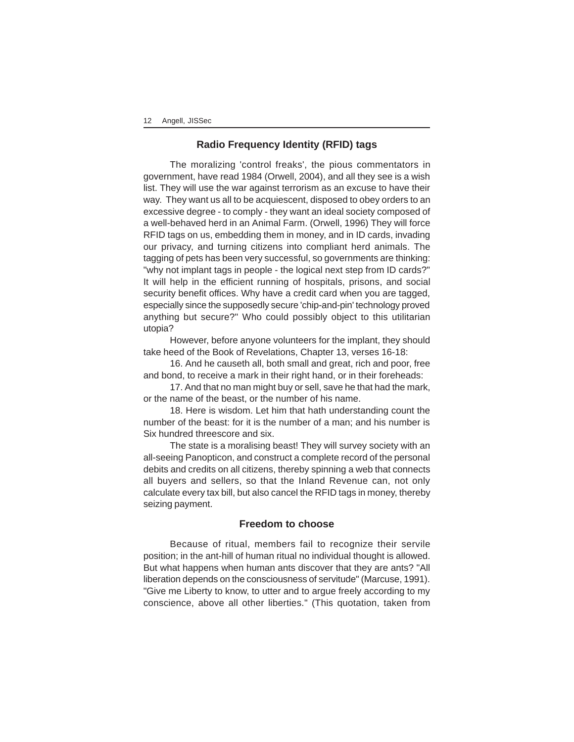## Radio Frequency Identity (RFID) tags

The moralizing 'control freaks', the pious commentators in government, have read 1984 (Orwell, 2004), and all they see is a wish list. They will use the war against terrorism as an excuse to have their way. They want us all to be acquiescent, disposed to obey orders to an excessive degree - to comply - they want an ideal society composed of a well-behaved herd in an Animal Farm. (Orwell, 1996) They will force RFID tags on us, embedding them in money, and in ID cards, invading our privacy, and turning citizens into compliant herd animals. The tagging of pets has been very successful, so governments are thinking: "why not implant tags in people - the logical next step from ID cards?" It will help in the efficient running of hospitals, prisons, and social security benefit offices. Why have a credit card when you are tagged, especially since the supposedly secure 'chip-and-pin' technology proved anything but secure?" Who could possibly object to this utilitarian utopia?

However, before anyone volunteers for the implant, they should take heed of the Book of Revelations, Chapter 13, verses 16-18:

16. And he causeth all, both small and great, rich and poor, free and bond, to receive a mark in their right hand, or in their foreheads:

17. And that no man might buy or sell, save he that had the mark, or the name of the beast, or the number of his name.

18. Here is wisdom. Let him that hath understanding count the number of the beast: for it is the number of a man; and his number is Six hundred threescore and six.

The state is a moralising beast! They will survey society with an all-seeing Panopticon, and construct a complete record of the personal debits and credits on all citizens, thereby spinning a web that connects all buyers and sellers, so that the Inland Revenue can, not only calculate every tax bill, but also cancel the RFID tags in money, thereby seizing payment.

## Freedom to choose

Because of ritual, members fail to recognize their servile position; in the ant-hill of human ritual no individual thought is allowed. But what happens when human ants discover that they are ants? "All liberation depends on the consciousness of servitude" (Marcuse, 1991). "Give me Liberty to know, to utter and to argue freely according to my conscience, above all other liberties." (This quotation, taken from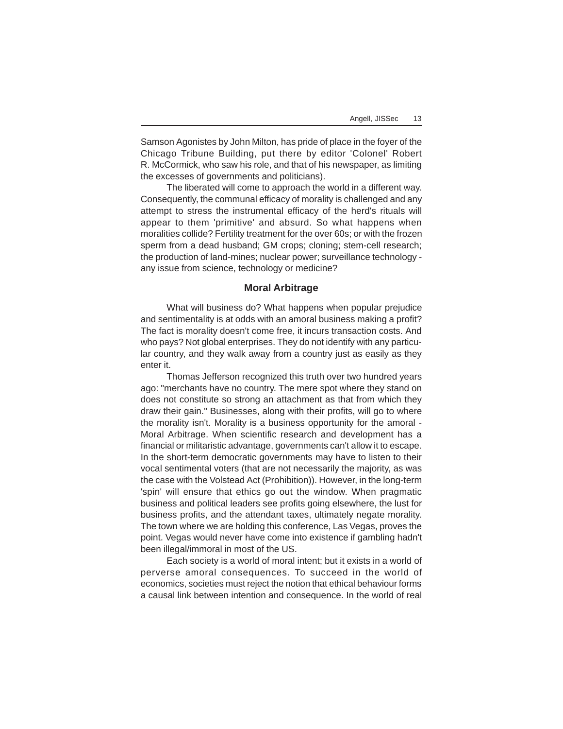Samson Agonistes by John Milton, has pride of place in the foyer of the Chicago Tribune Building, put there by editor 'Colonel' Robert R. McCormick, who saw his role, and that of his newspaper, as limiting the excesses of governments and politicians).

The liberated will come to approach the world in a different way. Consequently, the communal efficacy of morality is challenged and any attempt to stress the instrumental efficacy of the herd's rituals will appear to them 'primitive' and absurd. So what happens when moralities collide? Fertility treatment for the over 60s; or with the frozen sperm from a dead husband; GM crops; cloning; stem-cell research; the production of land-mines; nuclear power; surveillance technology - any issue from science, technology or medicine?

## Moral Arbitrage

What will business do? What happens when popular prejudice and sentimentality is at odds with an amoral business making a profit? The fact is morality doesn't come free, it incurs transaction costs. And who pays? Not global enterprises. They do not identify with any particular country, and they walk away from a country just as easily as they enter it.

Thomas Jefferson recognized this truth over two hundred years ago: "merchants have no country. The mere spot where they stand on does not constitute so strong an attachment as that from which they draw their gain." Businesses, along with their profits, will go to where the morality isn't. Morality is a business opportunity for the amoral - Moral Arbitrage. When scientific research and development has a financial or militaristic advantage, governments can't allow it to escape. In the short-term democratic governments may have to listen to their vocal sentimental voters (that are not necessarily the majority, as was the case with the Volstead Act (Prohibition)). However, in the long-term 'spin' will ensure that ethics go out the window. When pragmatic business and political leaders see profits going elsewhere, the lust for business profits, and the attendant taxes, ultimately negate morality. The town where we are holding this conference, Las Vegas, proves the point. Vegas would never have come into existence if gambling hadn't been illegal/immoral in most of the US.

Each society is a world of moral intent; but it exists in a world of perverse amoral consequences. To succeed in the world of economics, societies must reject the notion that ethical behaviour forms a causal link between intention and consequence. In the world of real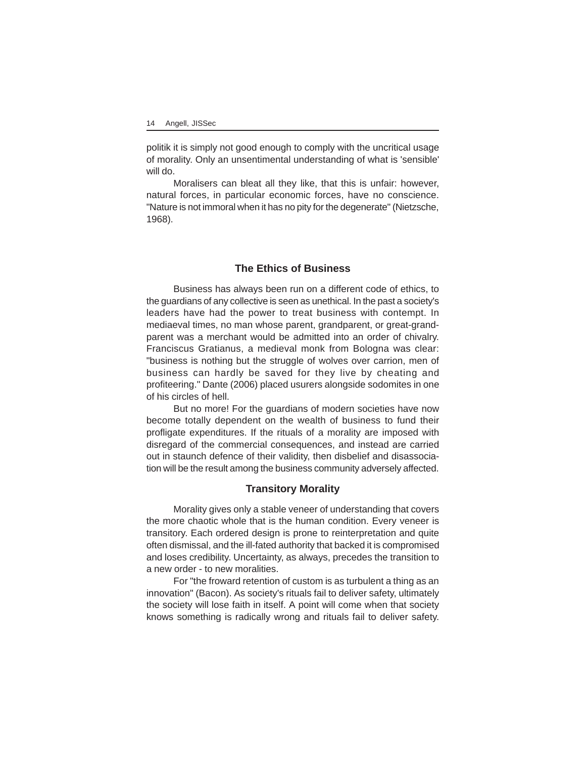politik it is simply not good enough to comply with the uncritical usage of morality. Only an unsentimental understanding of what is 'sensible' will do.

Moralisers can bleat all they like, that this is unfair: however, natural forces, in particular economic forces, have no conscience. "Nature is not immoral when it has no pity for the degenerate" (Nietzsche, 1968).

## The Ethics of Business

Business has always been run on a different code of ethics, to the guardians of any collective is seen as unethical. In the past a society's leaders have had the power to treat business with contempt. In mediaeval times, no man whose parent, grandparent, or great-grandparent was a merchant would be admitted into an order of chivalry. Franciscus Gratianus, a medieval monk from Bologna was clear: "business is nothing but the struggle of wolves over carrion, men of business can hardly be saved for they live by cheating and profiteering." Dante (2006) placed usurers alongside sodomites in one of his circles of hell.

But no more! For the guardians of modern societies have now become totally dependent on the wealth of business to fund their profligate expenditures. If the rituals of a morality are imposed with disregard of the commercial consequences, and instead are carried out in staunch defence of their validity, then disbelief and disassociation will be the result among the business community adversely affected.

## Transitory Morality

Morality gives only a stable veneer of understanding that covers the more chaotic whole that is the human condition. Every veneer is transitory. Each ordered design is prone to reinterpretation and quite often dismissal, and the ill-fated authority that backed it is compromised and loses credibility. Uncertainty, as always, precedes the transition to a new order - to new moralities.

For "the froward retention of custom is as turbulent a thing as an innovation" (Bacon). As society's rituals fail to deliver safety, ultimately the society will lose faith in itself. A point will come when that society knows something is radically wrong and rituals fail to deliver safety.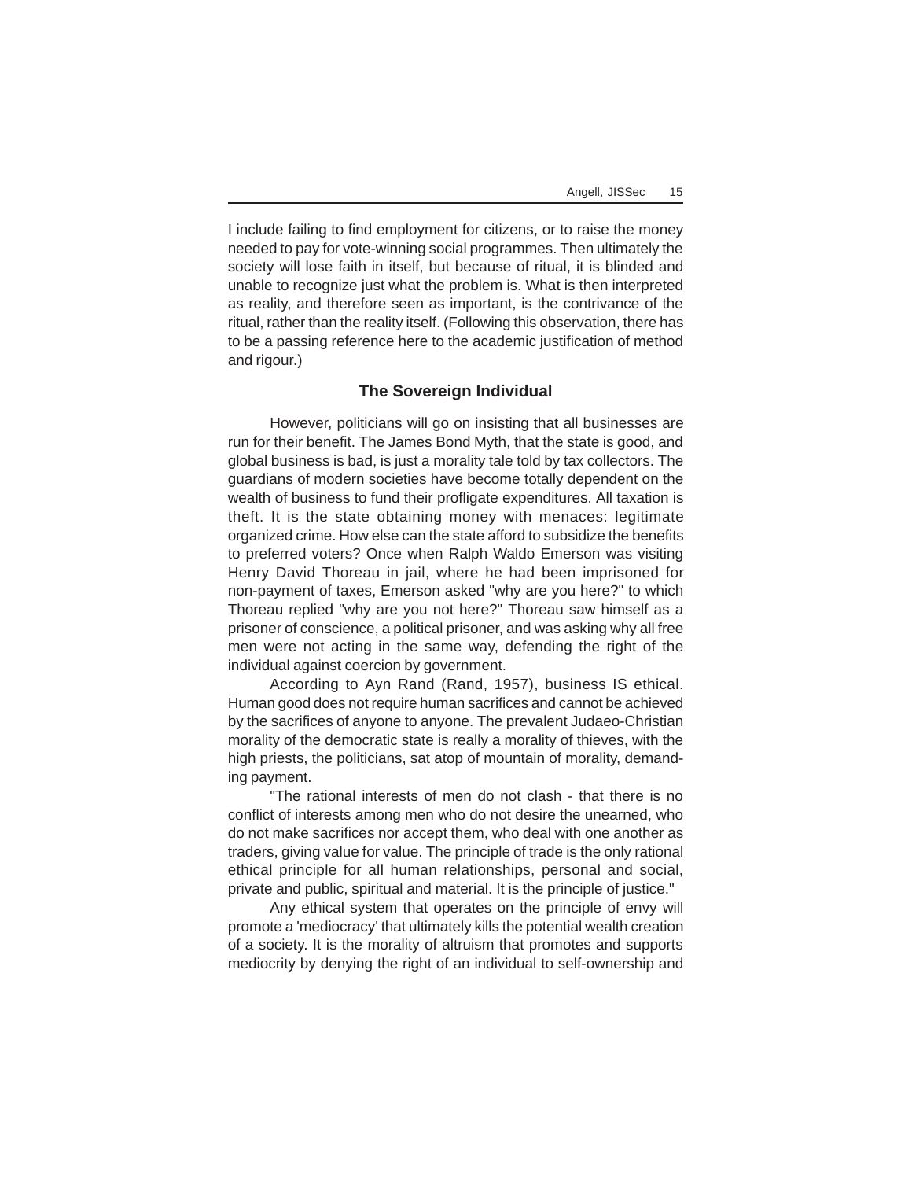I include failing to find employment for citizens, or to raise the money needed to pay for vote-winning social programmes. Then ultimately the society will lose faith in itself, but because of ritual, it is blinded and unable to recognize just what the problem is. What is then interpreted as reality, and therefore seen as important, is the contrivance of the ritual, rather than the reality itself. (Following this observation, there has to be a passing reference here to the academic justification of method and rigour.)

### The Sovereign Individual

However, politicians will go on insisting that all businesses are run for their benefit. The James Bond Myth, that the state is good, and global business is bad, is just a morality tale told by tax collectors. The guardians of modern societies have become totally dependent on the wealth of business to fund their profligate expenditures. All taxation is theft. It is the state obtaining money with menaces: legitimate organized crime. How else can the state afford to subsidize the benefits to preferred voters? Once when Ralph Waldo Emerson was visiting Henry David Thoreau in jail, where he had been imprisoned for non-payment of taxes, Emerson asked "why are you here?" to which Thoreau replied "why are you not here?" Thoreau saw himself as a prisoner of conscience, a political prisoner, and was asking why all free men were not acting in the same way, defending the right of the individual against coercion by government.

According to Ayn Rand (Rand, 1957), business IS ethical. Human good does not require human sacrifices and cannot be achieved by the sacrifices of anyone to anyone. The prevalent Judaeo-Christian morality of the democratic state is really a morality of thieves, with the high priests, the politicians, sat atop of mountain of morality, demanding payment.

"The rational interests of men do not clash - that there is no conflict of interests among men who do not desire the unearned, who do not make sacrifices nor accept them, who deal with one another as traders, giving value for value. The principle of trade is the only rational ethical principle for all human relationships, personal and social, private and public, spiritual and material. It is the principle of justice."

Any ethical system that operates on the principle of envy will promote a 'mediocracy' that ultimately kills the potential wealth creation of a society. It is the morality of altruism that promotes and supports mediocrity by denying the right of an individual to self-ownership and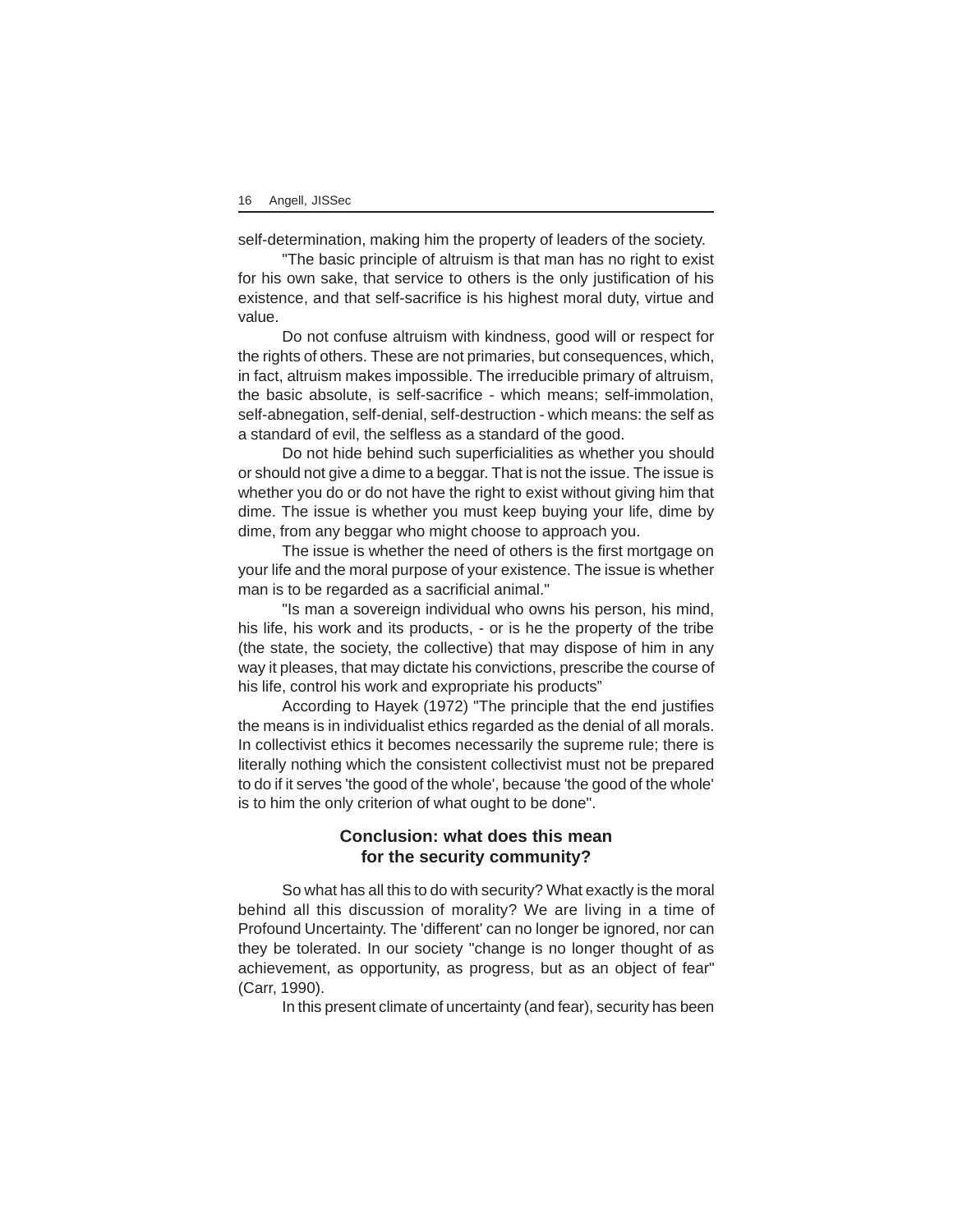self-determination, making him the property of leaders of the society.

"The basic principle of altruism is that man has no right to exist for his own sake, that service to others is the only justification of his existence, and that self-sacrifice is his highest moral duty, virtue and value.

Do not confuse altruism with kindness, good will or respect for the rights of others. These are not primaries, but consequences, which, in fact, altruism makes impossible. The irreducible primary of altruism, the basic absolute, is self-sacrifice - which means; self-immolation, self-abnegation, self-denial, self-destruction - which means: the self as a standard of evil, the selfless as a standard of the good.

Do not hide behind such superficialities as whether you should or should not give a dime to a beggar. That is not the issue. The issue is whether you do or do not have the right to exist without giving him that dime. The issue is whether you must keep buying your life, dime by dime, from any beggar who might choose to approach you.

The issue is whether the need of others is the first mortgage on your life and the moral purpose of your existence. The issue is whether man is to be regarded as a sacrificial animal."

"Is man a sovereign individual who owns his person, his mind, his life, his work and its products, - or is he the property of the tribe (the state, the society, the collective) that may dispose of him in any way it pleases, that may dictate his convictions, prescribe the course of his life, control his work and expropriate his products"

According to Hayek (1972) "The principle that the end justifies the means is in individualist ethics regarded as the denial of all morals. In collectivist ethics it becomes necessarily the supreme rule; there is literally nothing which the consistent collectivist must not be prepared to do if it serves 'the good of the whole', because 'the good of the whole' is to him the only criterion of what ought to be done".

## Conclusion: what does this mean for the security community?

So what has all this to do with security? What exactly is the moral behind all this discussion of morality? We are living in a time of Profound Uncertainty. The 'different' can no longer be ignored, nor can they be tolerated. In our society "change is no longer thought of as achievement, as opportunity, as progress, but as an object of fear" (Carr, 1990).

In this present climate of uncertainty (and fear), security has been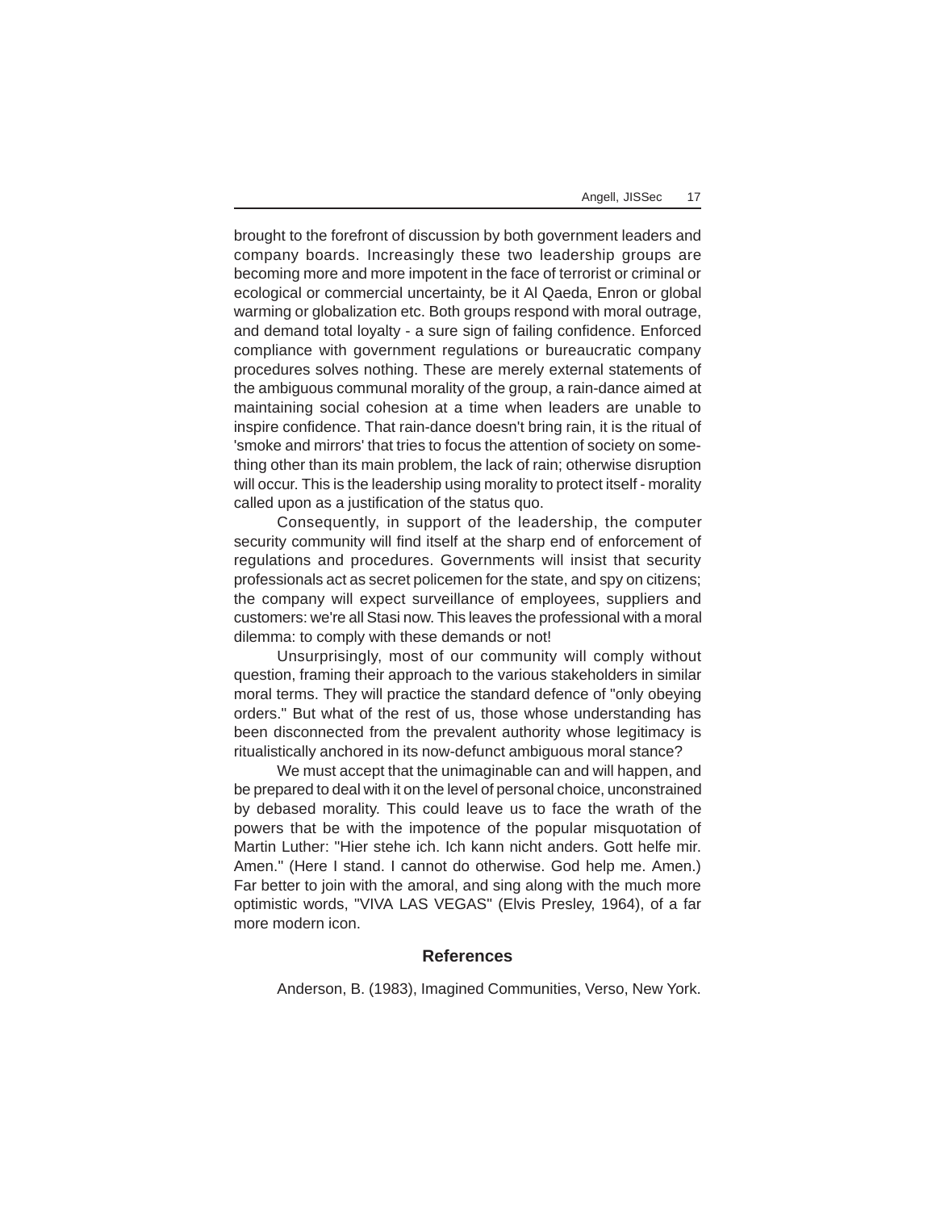brought to the forefront of discussion by both government leaders and company boards. Increasingly these two leadership groups are becoming more and more impotent in the face of terrorist or criminal or ecological or commercial uncertainty, be it Al Qaeda, Enron or global warming or globalization etc. Both groups respond with moral outrage, and demand total loyalty - a sure sign of failing confidence. Enforced compliance with government regulations or bureaucratic company procedures solves nothing. These are merely external statements of the ambiguous communal morality of the group, a rain-dance aimed at maintaining social cohesion at a time when leaders are unable to inspire confidence. That rain-dance doesn't bring rain, it is the ritual of 'smoke and mirrors' that tries to focus the attention of society on something other than its main problem, the lack of rain; otherwise disruption will occur. This is the leadership using morality to protect itself - morality called upon as a justification of the status quo.

Consequently, in support of the leadership, the computer security community will find itself at the sharp end of enforcement of regulations and procedures. Governments will insist that security professionals act as secret policemen for the state, and spy on citizens; the company will expect surveillance of employees, suppliers and customers: we're all Stasi now. This leaves the professional with a moral dilemma: to comply with these demands or not!

Unsurprisingly, most of our community will comply without question, framing their approach to the various stakeholders in similar moral terms. They will practice the standard defence of "only obeying orders." But what of the rest of us, those whose understanding has been disconnected from the prevalent authority whose legitimacy is ritualistically anchored in its now-defunct ambiguous moral stance?

We must accept that the unimaginable can and will happen, and be prepared to deal with it on the level of personal choice, unconstrained by debased morality. This could leave us to face the wrath of the powers that be with the impotence of the popular misquotation of Martin Luther: "Hier stehe ich. Ich kann nicht anders. Gott helfe mir. Amen." (Here I stand. I cannot do otherwise. God help me. Amen.) Far better to join with the amoral, and sing along with the much more optimistic words, "VIVA LAS VEGAS" (Elvis Presley, 1964), of a far more modern icon.

## References

Anderson, B. (1983), Imagined Communities, Verso, New York.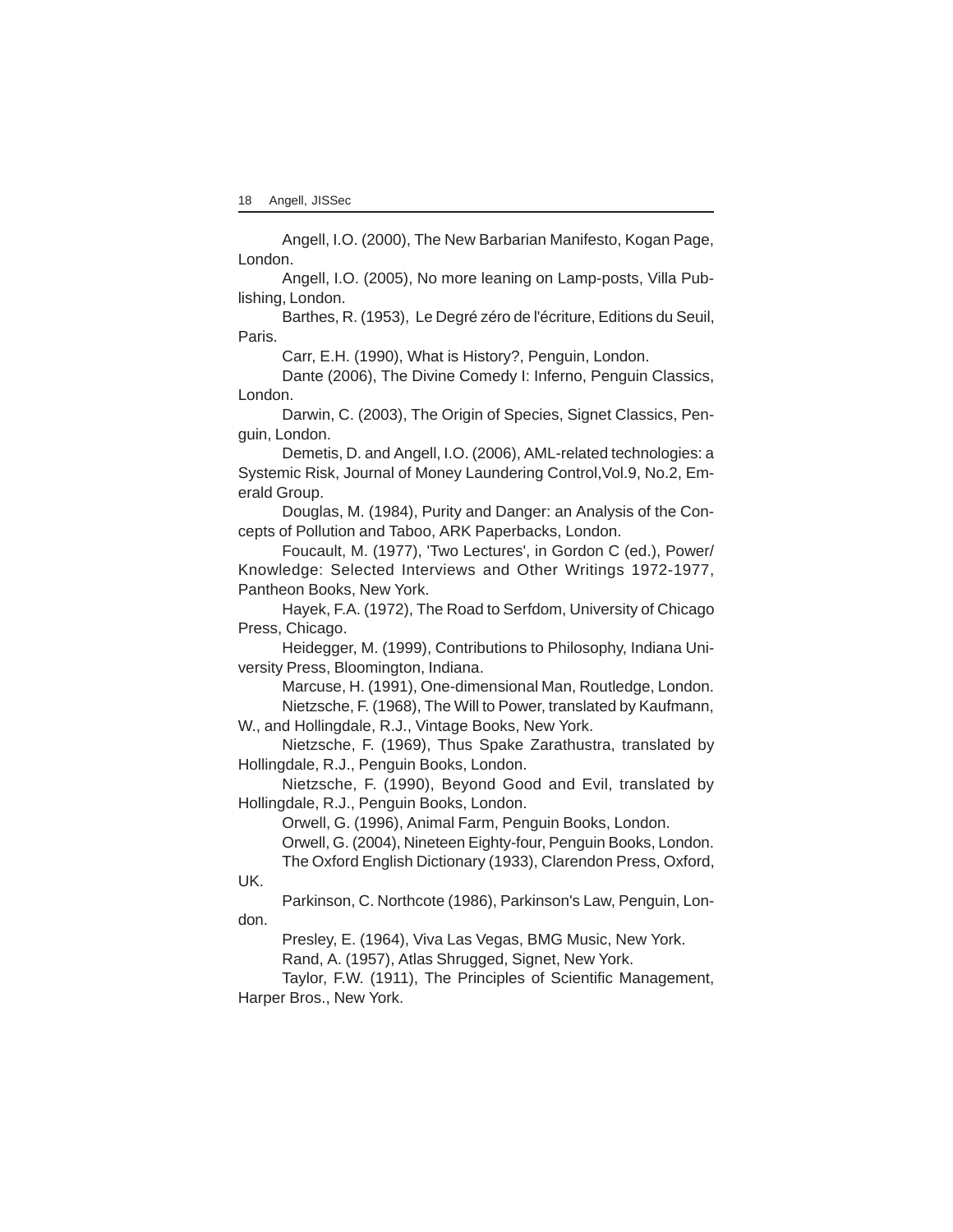Angell, I.O. (2000), The New Barbarian Manifesto, Kogan Page, London.

Angell, I.O. (2005), No more leaning on Lamp-posts, Villa Publishing, London.

Barthes, R. (1953), Le Degré zéro de l'écriture, Editions du Seuil, Paris.

Carr, E.H. (1990), What is History?, Penguin, London.

Dante (2006), The Divine Comedy I: Inferno, Penguin Classics, London.

Darwin, C. (2003), The Origin of Species, Signet Classics, Penguin, London.

Demetis, D. and Angell, I.O. (2006), AML-related technologies: a Systemic Risk, Journal of Money Laundering Control,Vol.9, No.2, Emerald Group.

Douglas, M. (1984), Purity and Danger: an Analysis of the Concepts of Pollution and Taboo, ARK Paperbacks, London.

Foucault, M. (1977), 'Two Lectures', in Gordon C (ed.), Power/Knowledge: Selected Interviews and Other Writings 1972-1977, Pantheon Books, New York.

Hayek, F.A. (1972), The Road to Serfdom, University of Chicago Press, Chicago.

Heidegger, M. (1999), Contributions to Philosophy, Indiana University Press, Bloomington, Indiana.

Marcuse, H. (1991), One-dimensional Man, Routledge, London.

Nietzsche, F. (1968), The Will to Power, translated by Kaufmann, W., and Hollingdale, R.J., Vintage Books, New York.

Nietzsche, F. (1969), Thus Spake Zarathustra, translated by Hollingdale, R.J., Penguin Books, London.

Nietzsche, F. (1990), Beyond Good and Evil, translated by Hollingdale, R.J., Penguin Books, London.

Orwell, G. (1996), Animal Farm, Penguin Books, London.

Orwell, G. (2004), Nineteen Eighty-four, Penguin Books, London.

The Oxford English Dictionary (1933), Clarendon Press, Oxford, UK.

Parkinson, C. Northcote (1986), Parkinson's Law, Penguin, London.

Presley, E. (1964), Viva Las Vegas, BMG Music, New York.

Rand, A. (1957), Atlas Shrugged, Signet, New York.

Taylor, F.W. (1911), The Principles of Scientific Management, Harper Bros., New York.